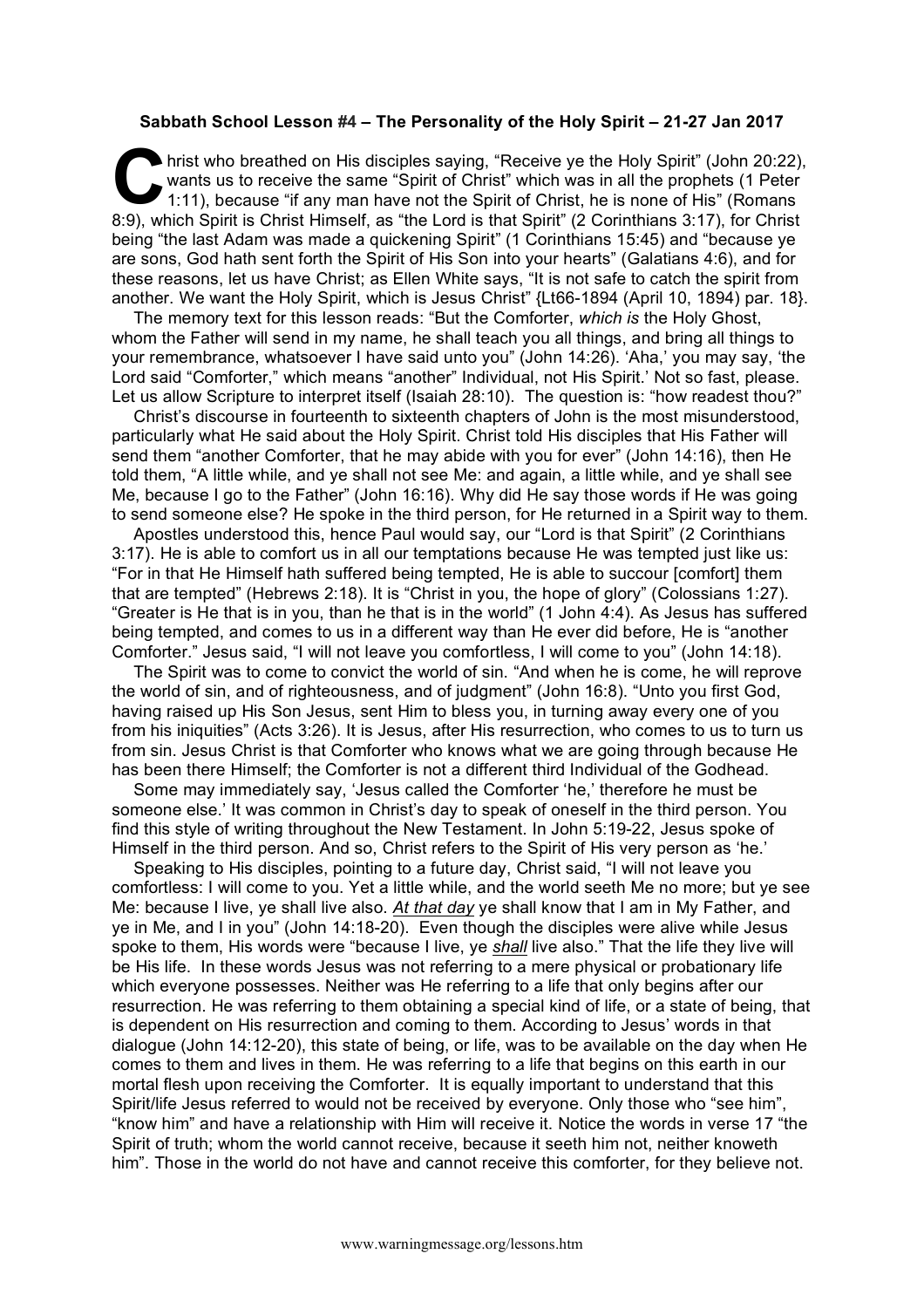**Sabbath School Lesson #4 – The Personality of the Holy Spirit – 21-27 Jan 2017**

Christ who breathed on His disciples saying, "Receive ye the Holy Spirit" (John 20:22), wants us to receive the same "Spirit of Christ" which was in all the prophets (1 Peter 1:11), because "if any man have not the Spirit of Christ, he is none of His" (Romans 8:9), which Spirit is Christ Himself, as "the Lord is that Spirit" (2 Corinthians 3:17), for Christ being "the last Adam was made a quickening Spirit" (1 Corinthians 15:45) and "because ye are sons, God hath sent forth the Spirit of His Son into your hearts" (Galatians 4:6), and for these reasons, let us have Christ; as Ellen White says, "It is not safe to catch the spirit from another. We want the Holy Spirit, which is Jesus Christ" {Lt66-1894 (April 10, 1894) par. 18}.

The memory text for this lesson reads: "But the Comforter, *which is* the Holy Ghost, whom the Father will send in my name, he shall teach you all things, and bring all things to your remembrance, whatsoever I have said unto you" (John 14:26). 'Aha,' you may say, 'the Lord said "Comforter," which means "another" Individual, not His Spirit.' Not so fast, please. Let us allow Scripture to interpret itself (Isaiah 28:10). The question is: "how readest thou?"

Christ's discourse in fourteenth to sixteenth chapters of John is the most misunderstood, particularly what He said about the Holy Spirit. Christ told His disciples that His Father will send them "another Comforter, that he may abide with you for ever" (John 14:16), then He told them, "A little while, and ye shall not see Me: and again, a little while, and ye shall see Me, because I go to the Father" (John 16:16). Why did He say those words if He was going to send someone else? He spoke in the third person, for He returned in a Spirit way to them.

Apostles understood this, hence Paul would say, our "Lord is that Spirit" (2 Corinthians 3:17). He is able to comfort us in all our temptations because He was tempted just like us: "For in that He Himself hath suffered being tempted, He is able to succour [comfort] them that are tempted" (Hebrews 2:18). It is "Christ in you, the hope of glory" (Colossians 1:27). "Greater is He that is in you, than he that is in the world" (1 John 4:4). As Jesus has suffered being tempted, and comes to us in a different way than He ever did before, He is "another Comforter." Jesus said, "I will not leave you comfortless, I will come to you" (John 14:18).

The Spirit was to come to convict the world of sin. "And when he is come, he will reprove the world of sin, and of righteousness, and of judgment" (John 16:8). "Unto you first God, having raised up His Son Jesus, sent Him to bless you, in turning away every one of you from his iniquities" (Acts 3:26). It is Jesus, after His resurrection, who comes to us to turn us from sin. Jesus Christ is that Comforter who knows what we are going through because He has been there Himself; the Comforter is not a different third Individual of the Godhead.

Some may immediately say, 'Jesus called the Comforter 'he,' therefore he must be someone else.' It was common in Christ's day to speak of oneself in the third person. You find this style of writing throughout the New Testament. In John 5:19-22, Jesus spoke of Himself in the third person. And so, Christ refers to the Spirit of His very person as 'he.'

Speaking to His disciples, pointing to a future day, Christ said, "I will not leave you comfortless: I will come to you. Yet a little while, and the world seeth Me no more; but ye see Me: because I live, ye shall live also. ***At that day*** ye shall know that I am in My Father, and ye in Me, and I in you" (John 14:18-20). Even though the disciples were alive while Jesus spoke to them, His words were "because I live, ye ***shall*** live also." That the life they live will be His life. In these words Jesus was not referring to a mere physical or probationary life which everyone possesses. Neither was He referring to a life that only begins after our resurrection. He was referring to them obtaining a special kind of life, or a state of being, that is dependent on His resurrection and coming to them. According to Jesus' words in that dialogue (John 14:12-20), this state of being, or life, was to be available on the day when He comes to them and lives in them. He was referring to a life that begins on this earth in our mortal flesh upon receiving the Comforter. It is equally important to understand that this Spirit/life Jesus referred to would not be received by everyone. Only those who "see him", "know him" and have a relationship with Him will receive it. Notice the words in verse 17 "the Spirit of truth; whom the world cannot receive, because it seeth him not, neither knoweth him". Those in the world do not have and cannot receive this comforter, for they believe not.

www.warningmessage.org/lessons.htm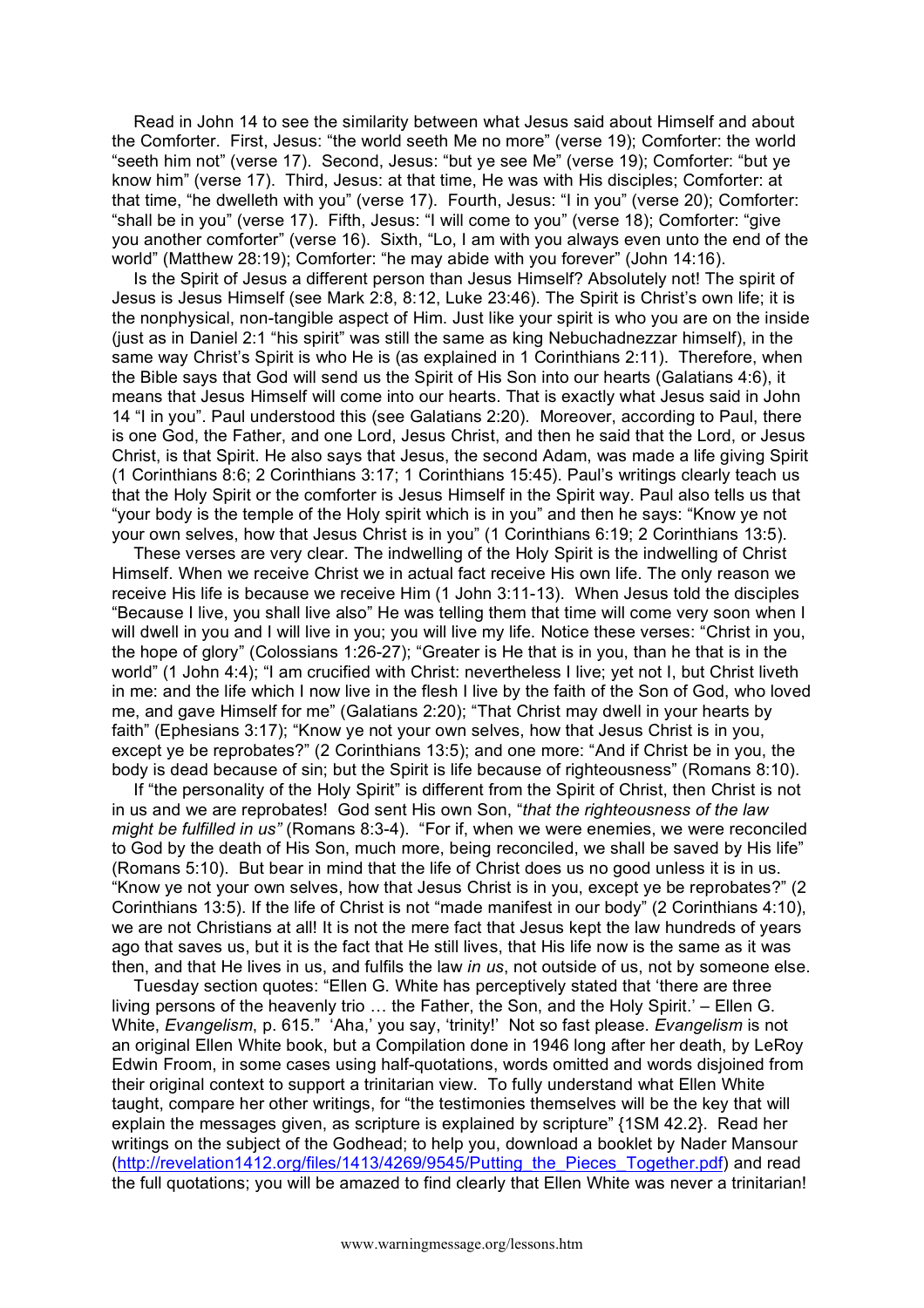Read in John 14 to see the similarity between what Jesus said about Himself and about the Comforter. First, Jesus: "the world seeth Me no more" (verse 19); Comforter: the world "seeth him not" (verse 17). Second, Jesus: "but ye see Me" (verse 19); Comforter: "but ye know him" (verse 17). Third, Jesus: at that time, He was with His disciples; Comforter: at that time, "he dwelleth with you" (verse 17). Fourth, Jesus: "I in you" (verse 20); Comforter: "shall be in you" (verse 17). Fifth, Jesus: "I will come to you" (verse 18); Comforter: "give you another comforter" (verse 16). Sixth, "Lo, I am with you always even unto the end of the world" (Matthew 28:19); Comforter: "he may abide with you forever" (John 14:16).

Is the Spirit of Jesus a different person than Jesus Himself? Absolutely not! The spirit of Jesus is Jesus Himself (see Mark 2:8, 8:12, Luke 23:46). The Spirit is Christ's own life; it is the nonphysical, non-tangible aspect of Him. Just like your spirit is who you are on the inside (just as in Daniel 2:1 "his spirit" was still the same as king Nebuchadnezzar himself), in the same way Christ's Spirit is who He is (as explained in 1 Corinthians 2:11). Therefore, when the Bible says that God will send us the Spirit of His Son into our hearts (Galatians 4:6), it means that Jesus Himself will come into our hearts. That is exactly what Jesus said in John 14 "I in you". Paul understood this (see Galatians 2:20). Moreover, according to Paul, there is one God, the Father, and one Lord, Jesus Christ, and then he said that the Lord, or Jesus Christ, is that Spirit. He also says that Jesus, the second Adam, was made a life giving Spirit (1 Corinthians 8:6; 2 Corinthians 3:17; 1 Corinthians 15:45). Paul's writings clearly teach us that the Holy Spirit or the comforter is Jesus Himself in the Spirit way. Paul also tells us that "your body is the temple of the Holy spirit which is in you" and then he says: "Know ye not your own selves, how that Jesus Christ is in you" (1 Corinthians 6:19; 2 Corinthians 13:5).

These verses are very clear. The indwelling of the Holy Spirit is the indwelling of Christ Himself. When we receive Christ we in actual fact receive His own life. The only reason we receive His life is because we receive Him (1 John 3:11-13). When Jesus told the disciples "Because I live, you shall live also" He was telling them that time will come very soon when I will dwell in you and I will live in you; you will live my life. Notice these verses: "Christ in you, the hope of glory" (Colossians 1:26-27); "Greater is He that is in you, than he that is in the world" (1 John 4:4); "I am crucified with Christ: nevertheless I live; yet not I, but Christ liveth in me: and the life which I now live in the flesh I live by the faith of the Son of God, who loved me, and gave Himself for me" (Galatians 2:20); "That Christ may dwell in your hearts by faith" (Ephesians 3:17); "Know ye not your own selves, how that Jesus Christ is in you, except ye be reprobates?" (2 Corinthians 13:5); and one more: "And if Christ be in you, the body is dead because of sin; but the Spirit is life because of righteousness" (Romans 8:10).

If "the personality of the Holy Spirit" is different from the Spirit of Christ, then Christ is not in us and we are reprobates! God sent His own Son, "*that the righteousness of the law might be fulfilled in us"* (Romans 8:3-4). "For if, when we were enemies, we were reconciled to God by the death of His Son, much more, being reconciled, we shall be saved by His life" (Romans 5:10). But bear in mind that the life of Christ does us no good unless it is in us. "Know ye not your own selves, how that Jesus Christ is in you, except ye be reprobates?" (2 Corinthians 13:5). If the life of Christ is not "made manifest in our body" (2 Corinthians 4:10), we are not Christians at all! It is not the mere fact that Jesus kept the law hundreds of years ago that saves us, but it is the fact that He still lives, that His life now is the same as it was then, and that He lives in us, and fulfils the law *in us*, not outside of us, not by someone else.

Tuesday section quotes: "Ellen G. White has perceptively stated that 'there are three living persons of the heavenly trio … the Father, the Son, and the Holy Spirit.' – Ellen G. White, *Evangelism*, p. 615." 'Aha,' you say, 'trinity!' Not so fast please. *Evangelism* is not an original Ellen White book, but a Compilation done in 1946 long after her death, by LeRoy Edwin Froom, in some cases using half-quotations, words omitted and words disjoined from their original context to support a trinitarian view. To fully understand what Ellen White taught, compare her other writings, for "the testimonies themselves will be the key that will explain the messages given, as scripture is explained by scripture" {1SM 42.2}. Read her writings on the subject of the Godhead; to help you, download a booklet by Nader Mansour (http://revelation1412.org/files/1413/4269/9545/Putting_the_Pieces_Together.pdf) and read the full quotations; you will be amazed to find clearly that Ellen White was never a trinitarian!